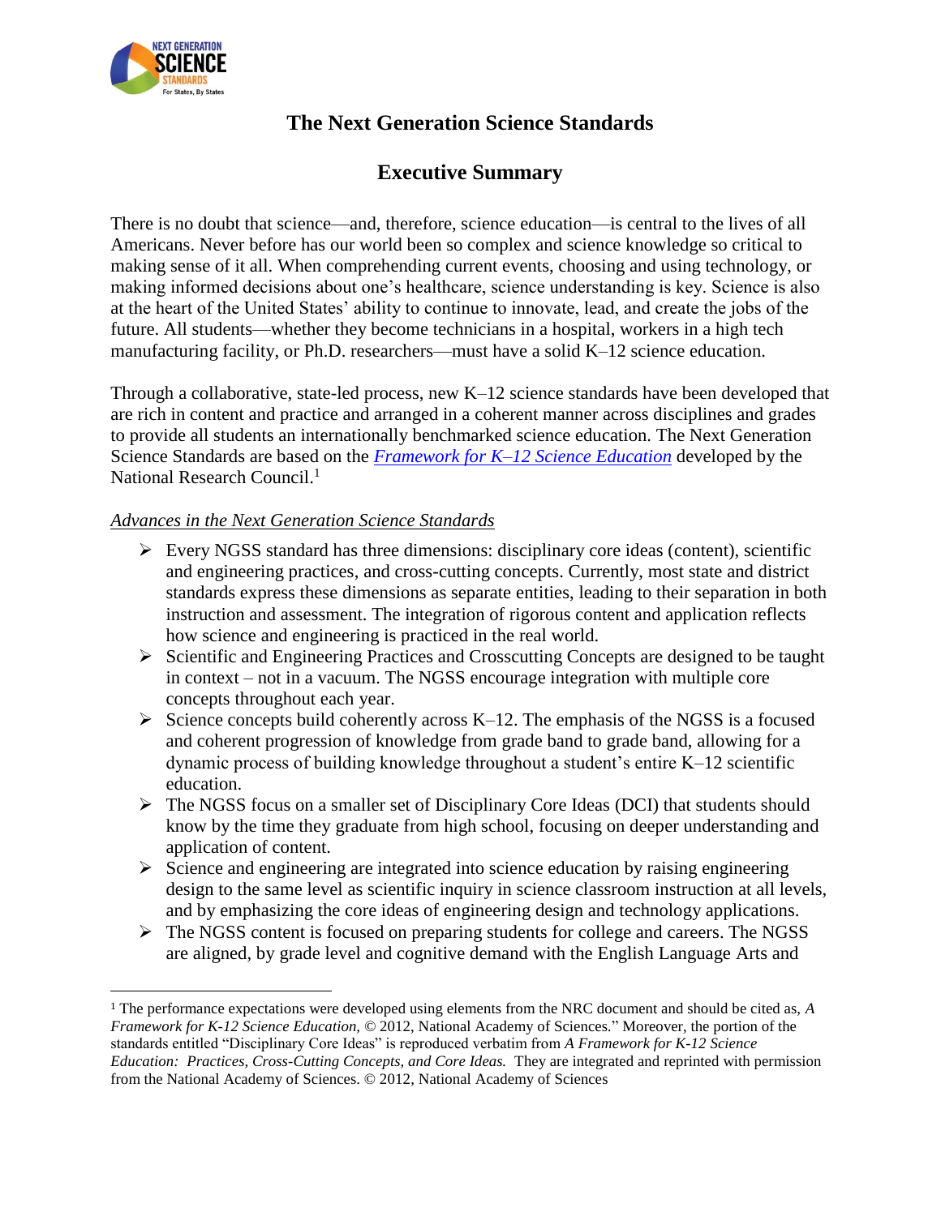# The Next Generation Science Standards

## Executive Summary

There is no doubt that science—and, therefore, science education—is central to the lives of all Americans. Never before has our world been so complex and science knowledge so critical to making sense of it all. When comprehending current events, choosing and using technology, or making informed decisions about one's healthcare, science understanding is key. Science is also at the heart of the United States' ability to continue to innovate, lead, and create the jobs of the future. All students—whether they become technicians in a hospital, workers in a high tech manufacturing facility, or Ph.D. researchers—must have a solid K–12 science education.

Through a collaborative, state-led process, new K–12 science standards have been developed that are rich in content and practice and arranged in a coherent manner across disciplines and grades to provide all students an internationally benchmarked science education. The Next Generation Science Standards are based on the *Framework for K–12 Science Education* developed by the National Research Council.[1]

*Advances in the Next Generation Science Standards*

- Every NGSS standard has three dimensions: disciplinary core ideas (content), scientific and engineering practices, and cross-cutting concepts. Currently, most state and district standards express these dimensions as separate entities, leading to their separation in both instruction and assessment. The integration of rigorous content and application reflects how science and engineering is practiced in the real world.
- Scientific and Engineering Practices and Crosscutting Concepts are designed to be taught in context – not in a vacuum. The NGSS encourage integration with multiple core concepts throughout each year.
- Science concepts build coherently across K–12. The emphasis of the NGSS is a focused and coherent progression of knowledge from grade band to grade band, allowing for a dynamic process of building knowledge throughout a student's entire K–12 scientific education.
- The NGSS focus on a smaller set of Disciplinary Core Ideas (DCI) that students should know by the time they graduate from high school, focusing on deeper understanding and application of content.
- Science and engineering are integrated into science education by raising engineering design to the same level as scientific inquiry in science classroom instruction at all levels, and by emphasizing the core ideas of engineering design and technology applications.
- The NGSS content is focused on preparing students for college and careers. The NGSS are aligned, by grade level and cognitive demand with the English Language Arts and

[1] The performance expectations were developed using elements from the NRC document and should be cited as, *A Framework for K-12 Science Education,* © 2012, National Academy of Sciences." Moreover, the portion of the standards entitled "Disciplinary Core Ideas" is reproduced verbatim from *A Framework for K-12 Science Education: Practices, Cross-Cutting Concepts, and Core Ideas.* They are integrated and reprinted with permission from the National Academy of Sciences. © 2012, National Academy of Sciences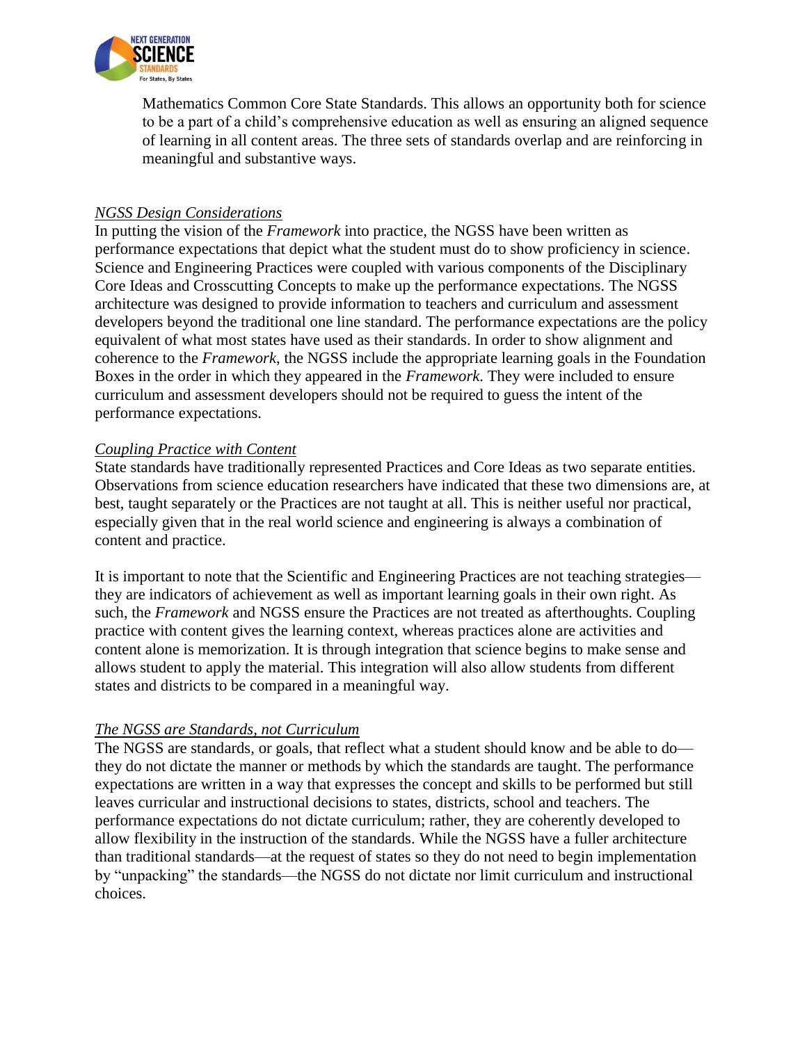Mathematics Common Core State Standards. This allows an opportunity both for science to be a part of a child's comprehensive education as well as ensuring an aligned sequence of learning in all content areas. The three sets of standards overlap and are reinforcing in meaningful and substantive ways.

*NGSS Design Considerations*

In putting the vision of the *Framework* into practice, the NGSS have been written as performance expectations that depict what the student must do to show proficiency in science. Science and Engineering Practices were coupled with various components of the Disciplinary Core Ideas and Crosscutting Concepts to make up the performance expectations. The NGSS architecture was designed to provide information to teachers and curriculum and assessment developers beyond the traditional one line standard. The performance expectations are the policy equivalent of what most states have used as their standards. In order to show alignment and coherence to the *Framework*, the NGSS include the appropriate learning goals in the Foundation Boxes in the order in which they appeared in the *Framework*. They were included to ensure curriculum and assessment developers should not be required to guess the intent of the performance expectations.

*Coupling Practice with Content*

State standards have traditionally represented Practices and Core Ideas as two separate entities. Observations from science education researchers have indicated that these two dimensions are, at best, taught separately or the Practices are not taught at all. This is neither useful nor practical, especially given that in the real world science and engineering is always a combination of content and practice.

It is important to note that the Scientific and Engineering Practices are not teaching strategies—they are indicators of achievement as well as important learning goals in their own right. As such, the *Framework* and NGSS ensure the Practices are not treated as afterthoughts. Coupling practice with content gives the learning context, whereas practices alone are activities and content alone is memorization. It is through integration that science begins to make sense and allows student to apply the material. This integration will also allow students from different states and districts to be compared in a meaningful way.

*The NGSS are Standards, not Curriculum*

The NGSS are standards, or goals, that reflect what a student should know and be able to do—they do not dictate the manner or methods by which the standards are taught. The performance expectations are written in a way that expresses the concept and skills to be performed but still leaves curricular and instructional decisions to states, districts, school and teachers. The performance expectations do not dictate curriculum; rather, they are coherently developed to allow flexibility in the instruction of the standards. While the NGSS have a fuller architecture than traditional standards—at the request of states so they do not need to begin implementation by "unpacking" the standards—the NGSS do not dictate nor limit curriculum and instructional choices.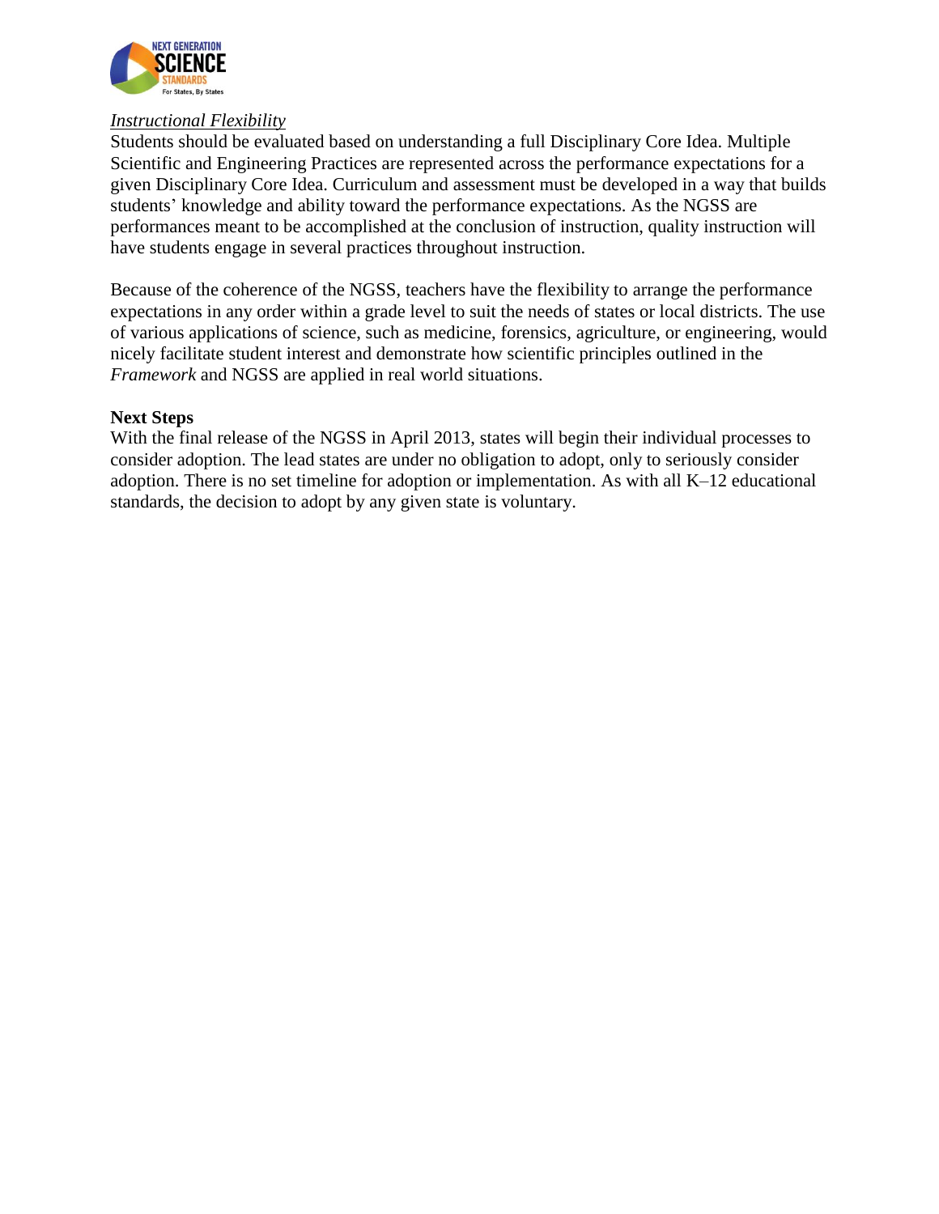*Instructional Flexibility*

Students should be evaluated based on understanding a full Disciplinary Core Idea. Multiple Scientific and Engineering Practices are represented across the performance expectations for a given Disciplinary Core Idea. Curriculum and assessment must be developed in a way that builds students' knowledge and ability toward the performance expectations. As the NGSS are performances meant to be accomplished at the conclusion of instruction, quality instruction will have students engage in several practices throughout instruction.

Because of the coherence of the NGSS, teachers have the flexibility to arrange the performance expectations in any order within a grade level to suit the needs of states or local districts. The use of various applications of science, such as medicine, forensics, agriculture, or engineering, would nicely facilitate student interest and demonstrate how scientific principles outlined in the *Framework* and NGSS are applied in real world situations.

**Next Steps**

With the final release of the NGSS in April 2013, states will begin their individual processes to consider adoption. The lead states are under no obligation to adopt, only to seriously consider adoption. There is no set timeline for adoption or implementation. As with all K–12 educational standards, the decision to adopt by any given state is voluntary.